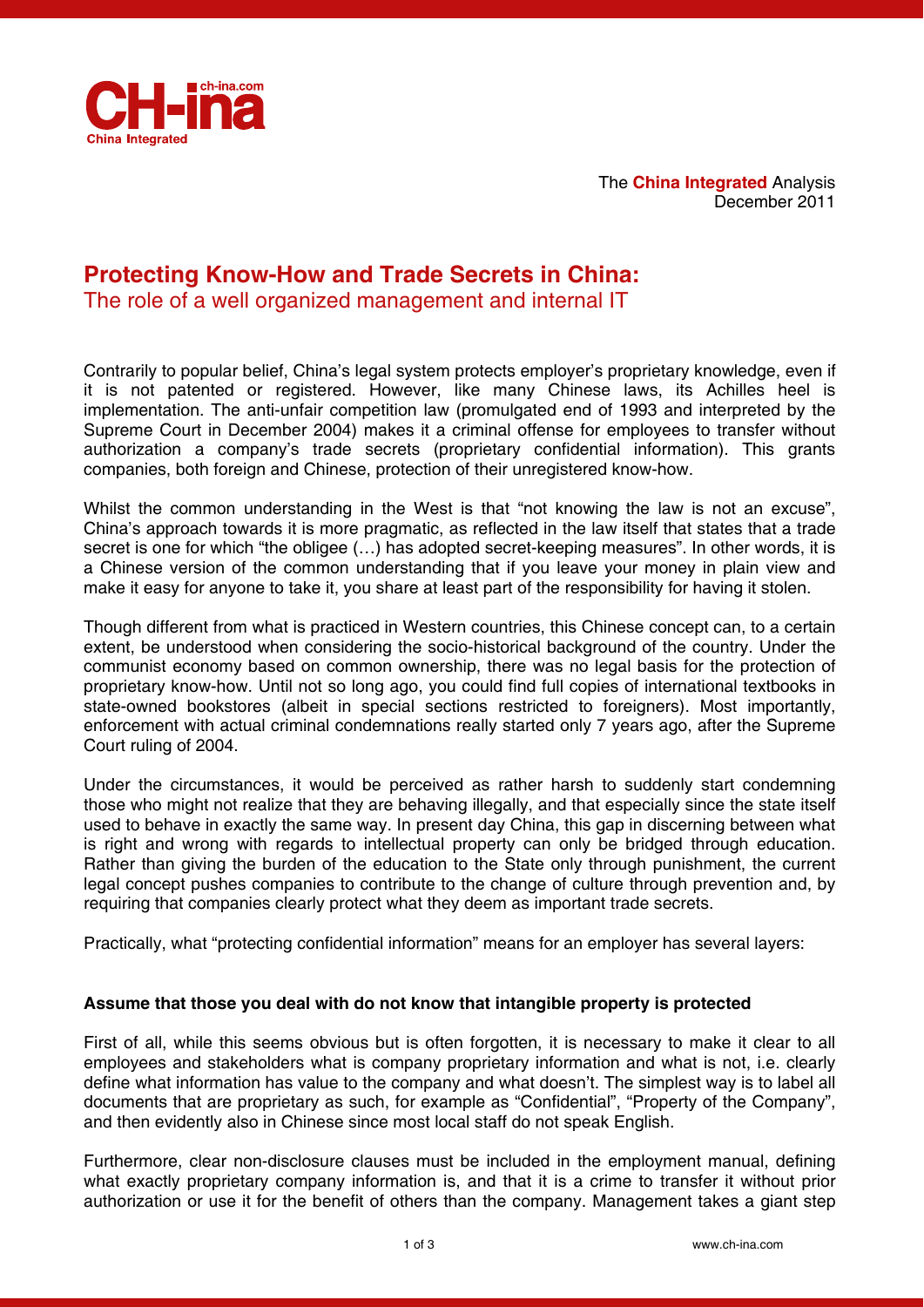The **China Integrated** Analysis
December 2011

# Protecting Know-How and Trade Secrets in China:

## The role of a well organized management and internal IT

Contrarily to popular belief, China's legal system protects employer's proprietary knowledge, even if it is not patented or registered. However, like many Chinese laws, its Achilles heel is implementation. The anti-unfair competition law (promulgated end of 1993 and interpreted by the Supreme Court in December 2004) makes it a criminal offense for employees to transfer without authorization a company's trade secrets (proprietary confidential information). This grants companies, both foreign and Chinese, protection of their unregistered know-how.

Whilst the common understanding in the West is that "not knowing the law is not an excuse", China's approach towards it is more pragmatic, as reflected in the law itself that states that a trade secret is one for which "the obligee (…) has adopted secret-keeping measures". In other words, it is a Chinese version of the common understanding that if you leave your money in plain view and make it easy for anyone to take it, you share at least part of the responsibility for having it stolen.

Though different from what is practiced in Western countries, this Chinese concept can, to a certain extent, be understood when considering the socio-historical background of the country. Under the communist economy based on common ownership, there was no legal basis for the protection of proprietary know-how. Until not so long ago, you could find full copies of international textbooks in state-owned bookstores (albeit in special sections restricted to foreigners). Most importantly, enforcement with actual criminal condemnations really started only 7 years ago, after the Supreme Court ruling of 2004.

Under the circumstances, it would be perceived as rather harsh to suddenly start condemning those who might not realize that they are behaving illegally, and that especially since the state itself used to behave in exactly the same way. In present day China, this gap in discerning between what is right and wrong with regards to intellectual property can only be bridged through education. Rather than giving the burden of the education to the State only through punishment, the current legal concept pushes companies to contribute to the change of culture through prevention and, by requiring that companies clearly protect what they deem as important trade secrets.

Practically, what "protecting confidential information" means for an employer has several layers:

### Assume that those you deal with do not know that intangible property is protected

First of all, while this seems obvious but is often forgotten, it is necessary to make it clear to all employees and stakeholders what is company proprietary information and what is not, i.e. clearly define what information has value to the company and what doesn't. The simplest way is to label all documents that are proprietary as such, for example as "Confidential", "Property of the Company", and then evidently also in Chinese since most local staff do not speak English.

Furthermore, clear non-disclosure clauses must be included in the employment manual, defining what exactly proprietary company information is, and that it is a crime to transfer it without prior authorization or use it for the benefit of others than the company. Management takes a giant step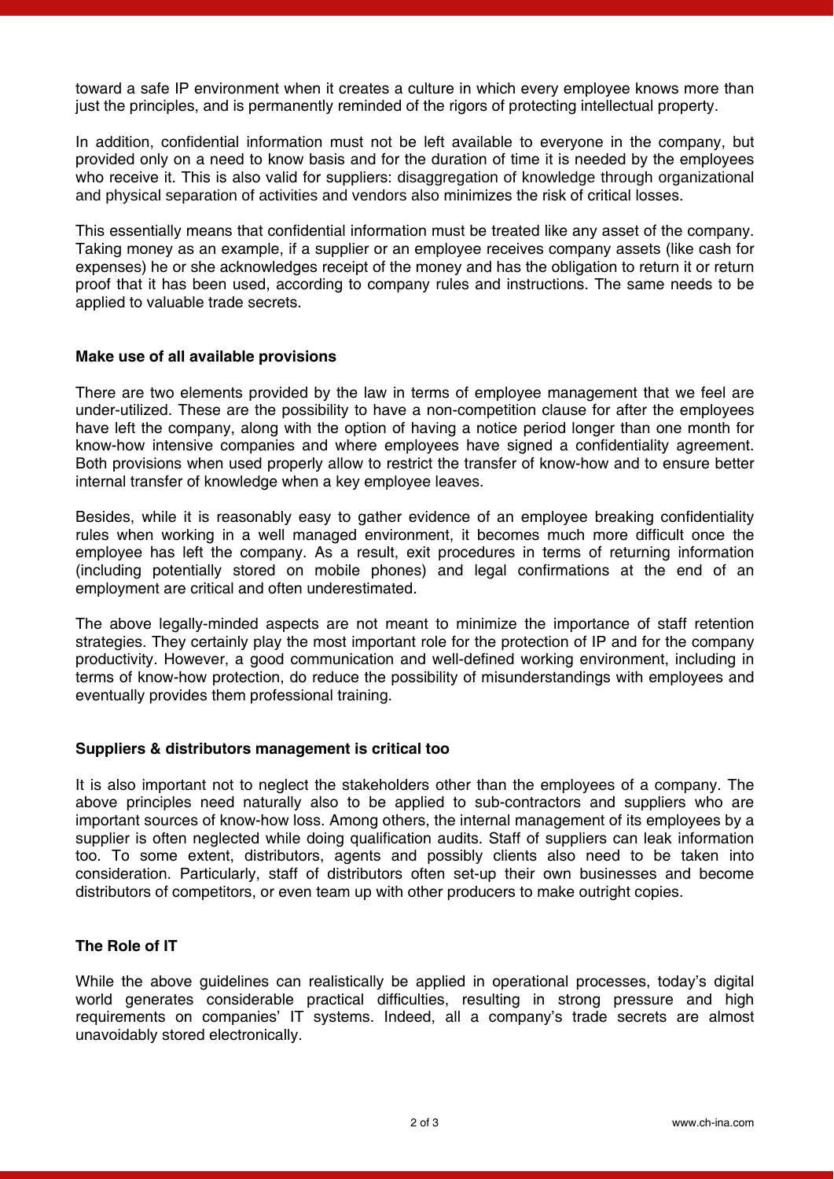toward a safe IP environment when it creates a culture in which every employee knows more than just the principles, and is permanently reminded of the rigors of protecting intellectual property.

In addition, confidential information must not be left available to everyone in the company, but provided only on a need to know basis and for the duration of time it is needed by the employees who receive it. This is also valid for suppliers: disaggregation of knowledge through organizational and physical separation of activities and vendors also minimizes the risk of critical losses.

This essentially means that confidential information must be treated like any asset of the company. Taking money as an example, if a supplier or an employee receives company assets (like cash for expenses) he or she acknowledges receipt of the money and has the obligation to return it or return proof that it has been used, according to company rules and instructions. The same needs to be applied to valuable trade secrets.

**Make use of all available provisions**

There are two elements provided by the law in terms of employee management that we feel are under-utilized. These are the possibility to have a non-competition clause for after the employees have left the company, along with the option of having a notice period longer than one month for know-how intensive companies and where employees have signed a confidentiality agreement. Both provisions when used properly allow to restrict the transfer of know-how and to ensure better internal transfer of knowledge when a key employee leaves.

Besides, while it is reasonably easy to gather evidence of an employee breaking confidentiality rules when working in a well managed environment, it becomes much more difficult once the employee has left the company. As a result, exit procedures in terms of returning information (including potentially stored on mobile phones) and legal confirmations at the end of an employment are critical and often underestimated.

The above legally-minded aspects are not meant to minimize the importance of staff retention strategies. They certainly play the most important role for the protection of IP and for the company productivity. However, a good communication and well-defined working environment, including in terms of know-how protection, do reduce the possibility of misunderstandings with employees and eventually provides them professional training.

**Suppliers & distributors management is critical too**

It is also important not to neglect the stakeholders other than the employees of a company. The above principles need naturally also to be applied to sub-contractors and suppliers who are important sources of know-how loss. Among others, the internal management of its employees by a supplier is often neglected while doing qualification audits. Staff of suppliers can leak information too. To some extent, distributors, agents and possibly clients also need to be taken into consideration. Particularly, staff of distributors often set-up their own businesses and become distributors of competitors, or even team up with other producers to make outright copies.

**The Role of IT**

While the above guidelines can realistically be applied in operational processes, today's digital world generates considerable practical difficulties, resulting in strong pressure and high requirements on companies' IT systems. Indeed, all a company's trade secrets are almost unavoidably stored electronically.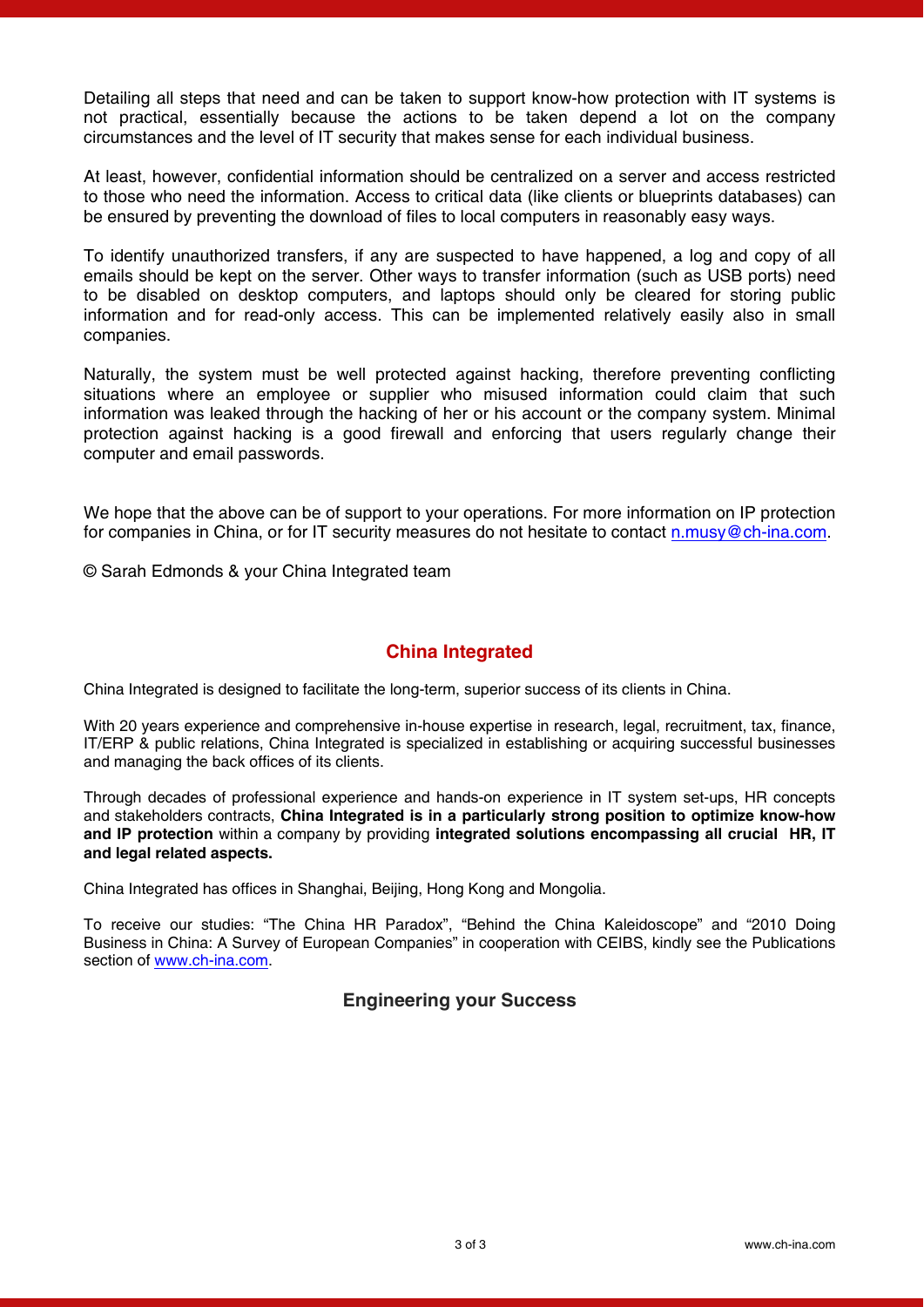Detailing all steps that need and can be taken to support know-how protection with IT systems is not practical, essentially because the actions to be taken depend a lot on the company circumstances and the level of IT security that makes sense for each individual business.

At least, however, confidential information should be centralized on a server and access restricted to those who need the information. Access to critical data (like clients or blueprints databases) can be ensured by preventing the download of files to local computers in reasonably easy ways.

To identify unauthorized transfers, if any are suspected to have happened, a log and copy of all emails should be kept on the server. Other ways to transfer information (such as USB ports) need to be disabled on desktop computers, and laptops should only be cleared for storing public information and for read-only access. This can be implemented relatively easily also in small companies.

Naturally, the system must be well protected against hacking, therefore preventing conflicting situations where an employee or supplier who misused information could claim that such information was leaked through the hacking of her or his account or the company system. Minimal protection against hacking is a good firewall and enforcing that users regularly change their computer and email passwords.

We hope that the above can be of support to your operations. For more information on IP protection for companies in China, or for IT security measures do not hesitate to contact n.musy@ch-ina.com.

© Sarah Edmonds & your China Integrated team

## China Integrated

China Integrated is designed to facilitate the long-term, superior success of its clients in China.

With 20 years experience and comprehensive in-house expertise in research, legal, recruitment, tax, finance, IT/ERP & public relations, China Integrated is specialized in establishing or acquiring successful businesses and managing the back offices of its clients.

Through decades of professional experience and hands-on experience in IT system set-ups, HR concepts and stakeholders contracts, **China Integrated is in a particularly strong position to optimize know-how and IP protection** within a company by providing **integrated solutions encompassing all crucial HR, IT and legal related aspects.**

China Integrated has offices in Shanghai, Beijing, Hong Kong and Mongolia.

To receive our studies: "The China HR Paradox", "Behind the China Kaleidoscope" and "2010 Doing Business in China: A Survey of European Companies" in cooperation with CEIBS, kindly see the Publications section of www.ch-ina.com.

### Engineering your Success